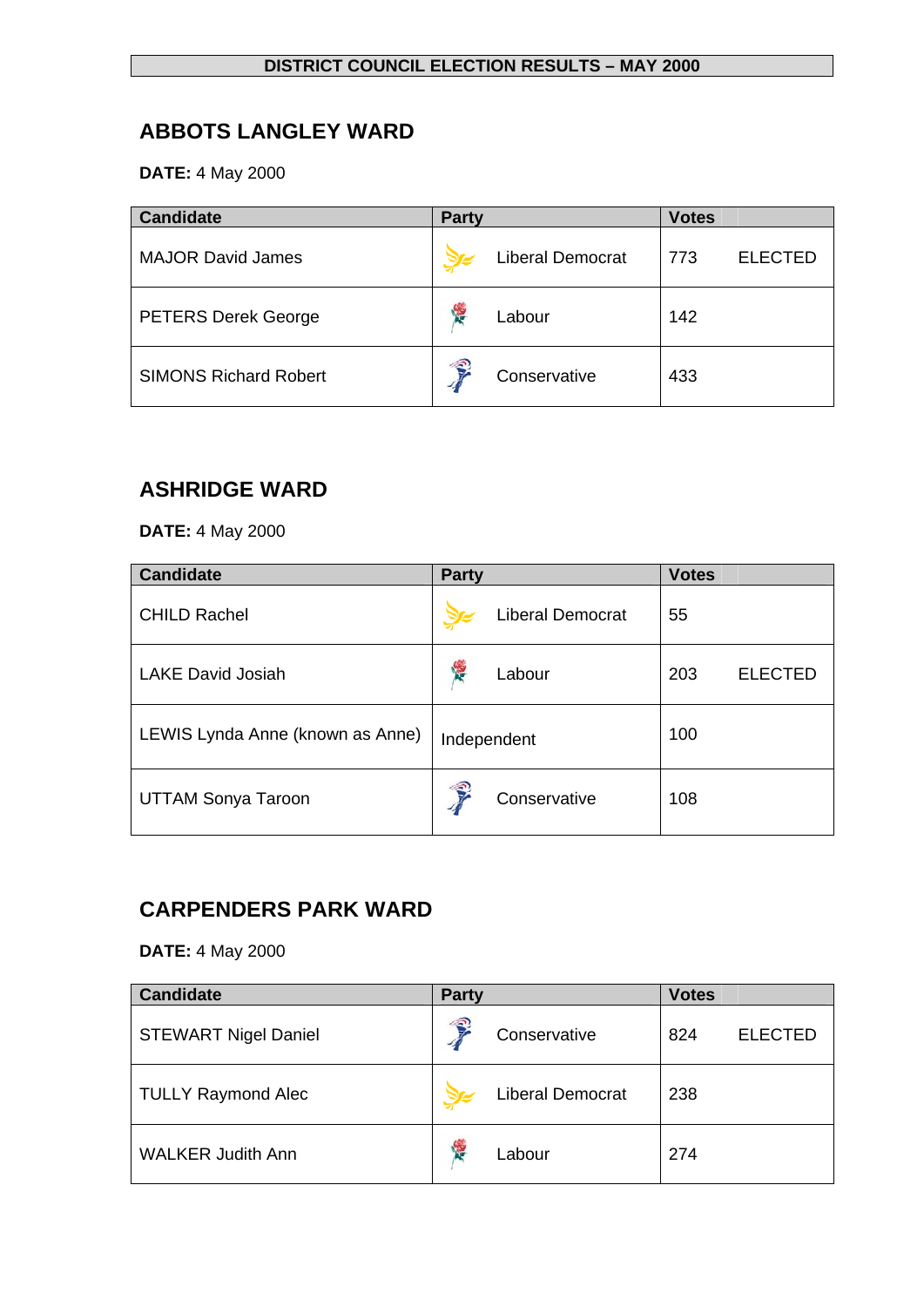**DISTRICT COUNCIL ELECTION RESULTS – MAY 2000**

## ABBOTS LANGLEY WARD

**DATE:** 4 May 2000

| Candidate | Party | Votes | |
|---|---|---|---|
| MAJOR David James | Liberal Democrat | 773 | ELECTED |
| PETERS Derek George | Labour | 142 | |
| SIMONS Richard Robert | Conservative | 433 | |

## ASHRIDGE WARD

**DATE:** 4 May 2000

| Candidate | Party | Votes | |
|---|---|---|---|
| CHILD Rachel | Liberal Democrat | 55 | |
| LAKE David Josiah | Labour | 203 | ELECTED |
| LEWIS Lynda Anne (known as Anne) | Independent | 100 | |
| UTTAM Sonya Taroon | Conservative | 108 | |

## CARPENDERS PARK WARD

**DATE:** 4 May 2000

| Candidate | Party | Votes | |
|---|---|---|---|
| STEWART Nigel Daniel | Conservative | 824 | ELECTED |
| TULLY Raymond Alec | Liberal Democrat | 238 | |
| WALKER Judith Ann | Labour | 274 | |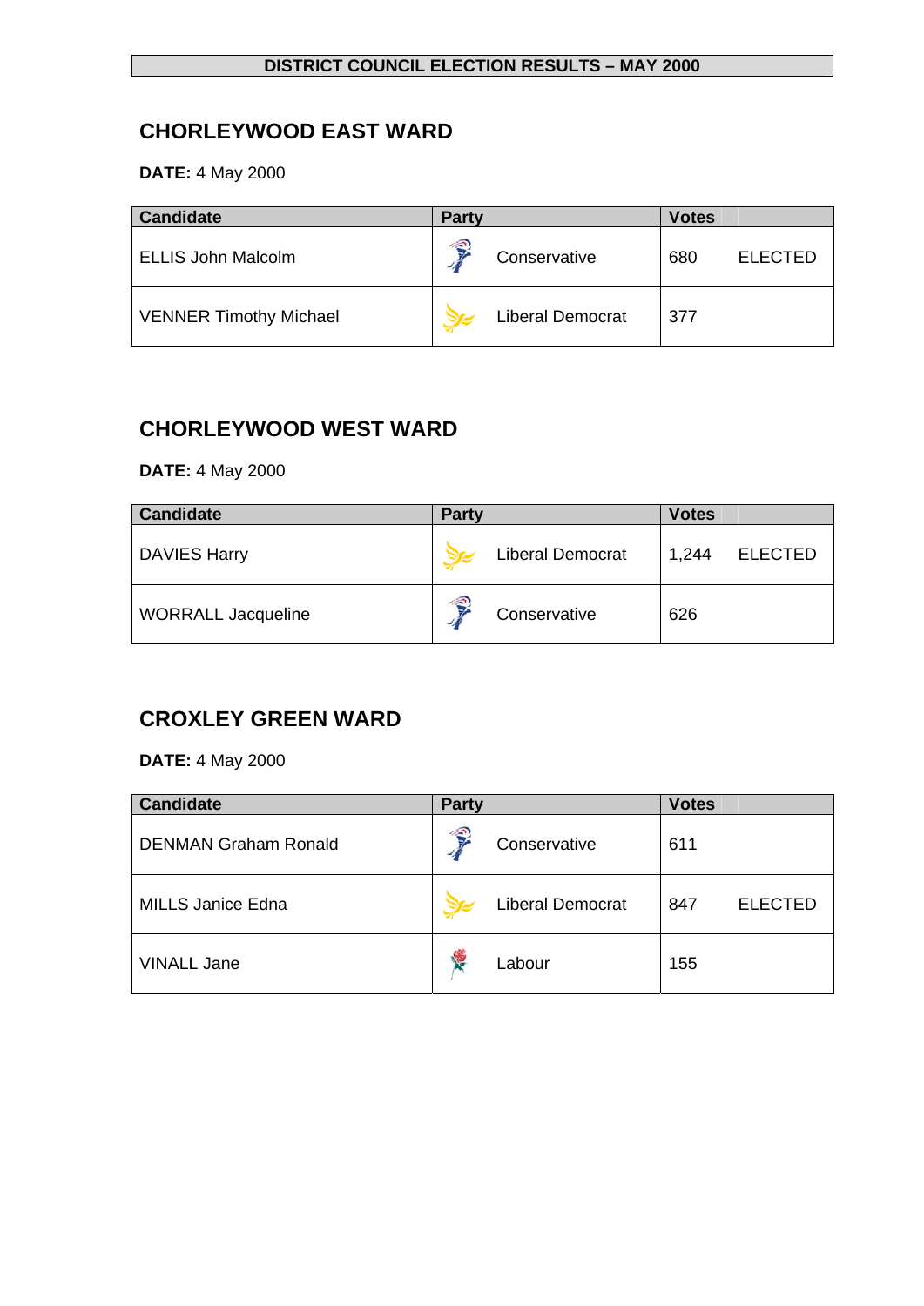**DISTRICT COUNCIL ELECTION RESULTS – MAY 2000**

## CHORLEYWOOD EAST WARD

**DATE:** 4 May 2000

| Candidate | Party | Votes | |
|---|---|---|---|
| ELLIS John Malcolm | Conservative | 680 | ELECTED |
| VENNER Timothy Michael | Liberal Democrat | 377 | |

## CHORLEYWOOD WEST WARD

**DATE:** 4 May 2000

| Candidate | Party | Votes | |
|---|---|---|---|
| DAVIES Harry | Liberal Democrat | 1,244 | ELECTED |
| WORRALL Jacqueline | Conservative | 626 | |

## CROXLEY GREEN WARD

**DATE:** 4 May 2000

| Candidate | Party | Votes | |
|---|---|---|---|
| DENMAN Graham Ronald | Conservative | 611 | |
| MILLS Janice Edna | Liberal Democrat | 847 | ELECTED |
| VINALL Jane | Labour | 155 | |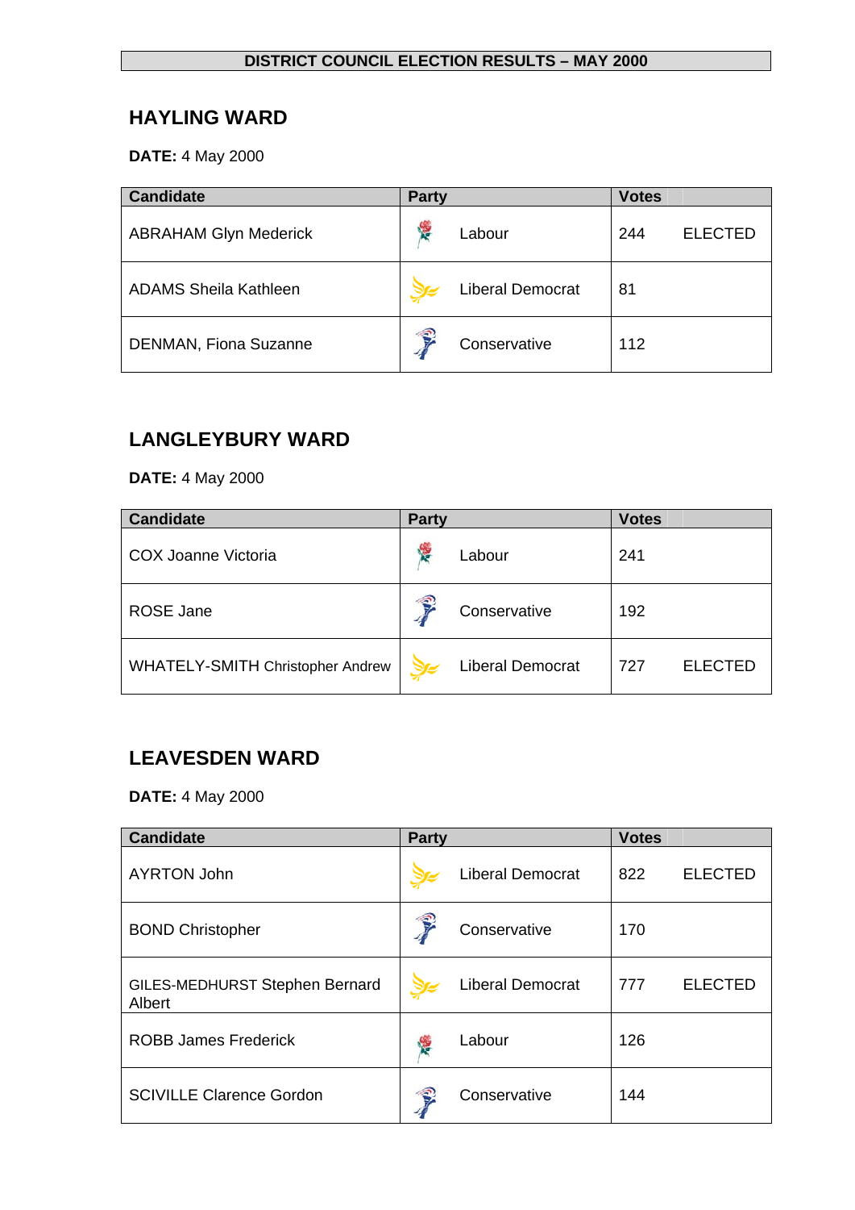**DISTRICT COUNCIL ELECTION RESULTS – MAY 2000**

## HAYLING WARD

**DATE:** 4 May 2000

| Candidate | Party | Votes | |
|---|---|---|---|
| ABRAHAM Glyn Mederick | Labour | 244 | ELECTED |
| ADAMS Sheila Kathleen | Liberal Democrat | 81 | |
| DENMAN, Fiona Suzanne | Conservative | 112 | |

## LANGLEYBURY WARD

**DATE:** 4 May 2000

| Candidate | Party | Votes | |
|---|---|---|---|
| COX Joanne Victoria | Labour | 241 | |
| ROSE Jane | Conservative | 192 | |
| WHATELY-SMITH Christopher Andrew | Liberal Democrat | 727 | ELECTED |

## LEAVESDEN WARD

**DATE:** 4 May 2000

| Candidate | Party | Votes | |
|---|---|---|---|
| AYRTON John | Liberal Democrat | 822 | ELECTED |
| BOND Christopher | Conservative | 170 | |
| GILES-MEDHURST Stephen Bernard Albert | Liberal Democrat | 777 | ELECTED |
| ROBB James Frederick | Labour | 126 | |
| SCIVILLE Clarence Gordon | Conservative | 144 | |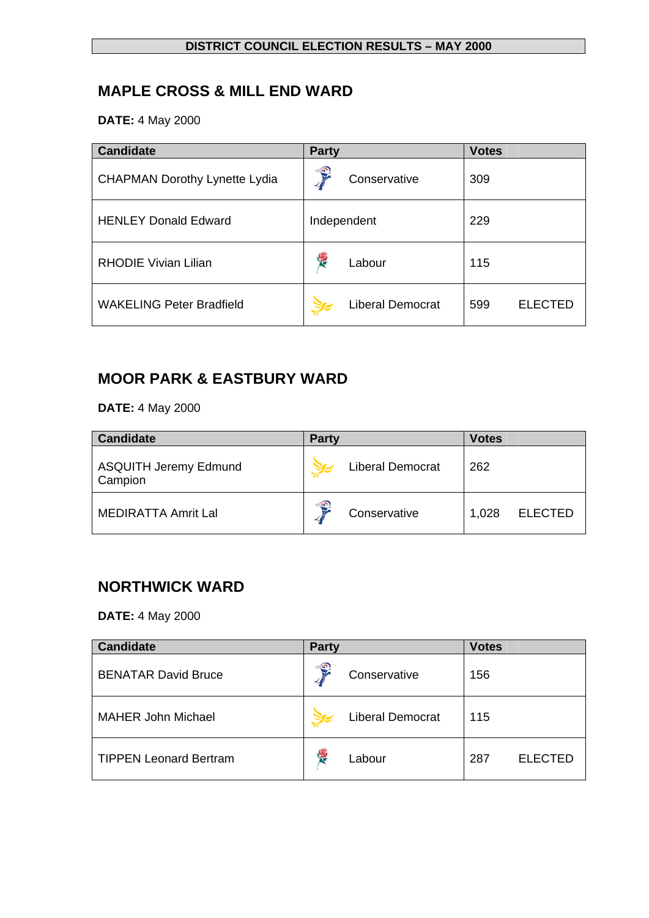**DISTRICT COUNCIL ELECTION RESULTS – MAY 2000**

## MAPLE CROSS & MILL END WARD

**DATE:** 4 May 2000

| Candidate | Party | Votes | |
|---|---|---|---|
| CHAPMAN Dorothy Lynette Lydia | Conservative | 309 | |
| HENLEY Donald Edward | Independent | 229 | |
| RHODIE Vivian Lilian | Labour | 115 | |
| WAKELING Peter Bradfield | Liberal Democrat | 599 | ELECTED |

## MOOR PARK & EASTBURY WARD

**DATE:** 4 May 2000

| Candidate | Party | Votes | |
|---|---|---|---|
| ASQUITH Jeremy Edmund Campion | Liberal Democrat | 262 | |
| MEDIRATTA Amrit Lal | Conservative | 1,028 | ELECTED |

## NORTHWICK WARD

**DATE:** 4 May 2000

| Candidate | Party | Votes | |
|---|---|---|---|
| BENATAR David Bruce | Conservative | 156 | |
| MAHER John Michael | Liberal Democrat | 115 | |
| TIPPEN Leonard Bertram | Labour | 287 | ELECTED |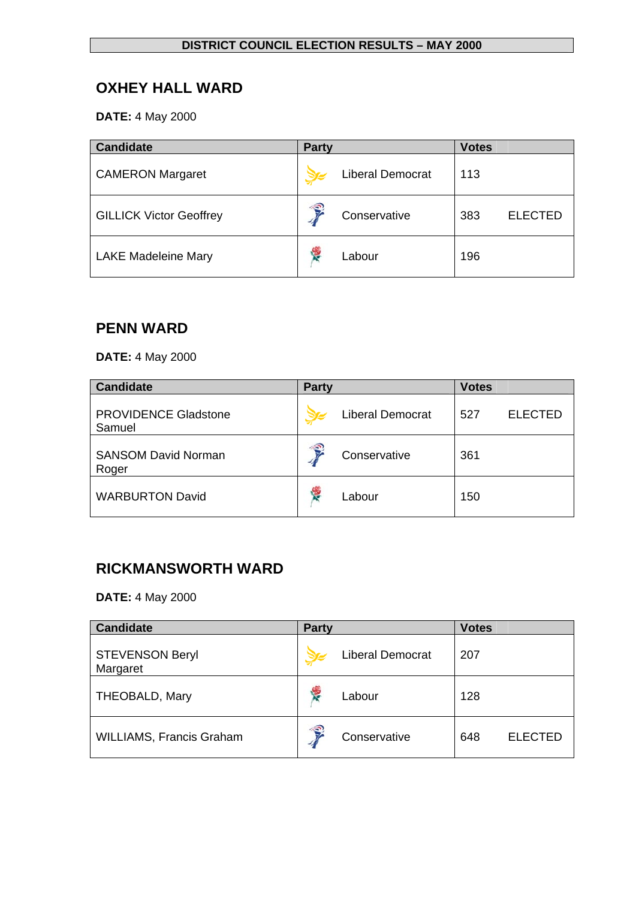**DISTRICT COUNCIL ELECTION RESULTS – MAY 2000**

## OXHEY HALL WARD

**DATE:** 4 May 2000

| Candidate | Party | Votes | |
|---|---|---|---|
| CAMERON Margaret | Liberal Democrat | 113 | |
| GILLICK Victor Geoffrey | Conservative | 383 | ELECTED |
| LAKE Madeleine Mary | Labour | 196 | |

## PENN WARD

**DATE:** 4 May 2000

| Candidate | Party | Votes | |
|---|---|---|---|
| PROVIDENCE Gladstone Samuel | Liberal Democrat | 527 | ELECTED |
| SANSOM David Norman Roger | Conservative | 361 | |
| WARBURTON David | Labour | 150 | |

## RICKMANSWORTH WARD

**DATE:** 4 May 2000

| Candidate | Party | Votes | |
|---|---|---|---|
| STEVENSON Beryl Margaret | Liberal Democrat | 207 | |
| THEOBALD, Mary | Labour | 128 | |
| WILLIAMS, Francis Graham | Conservative | 648 | ELECTED |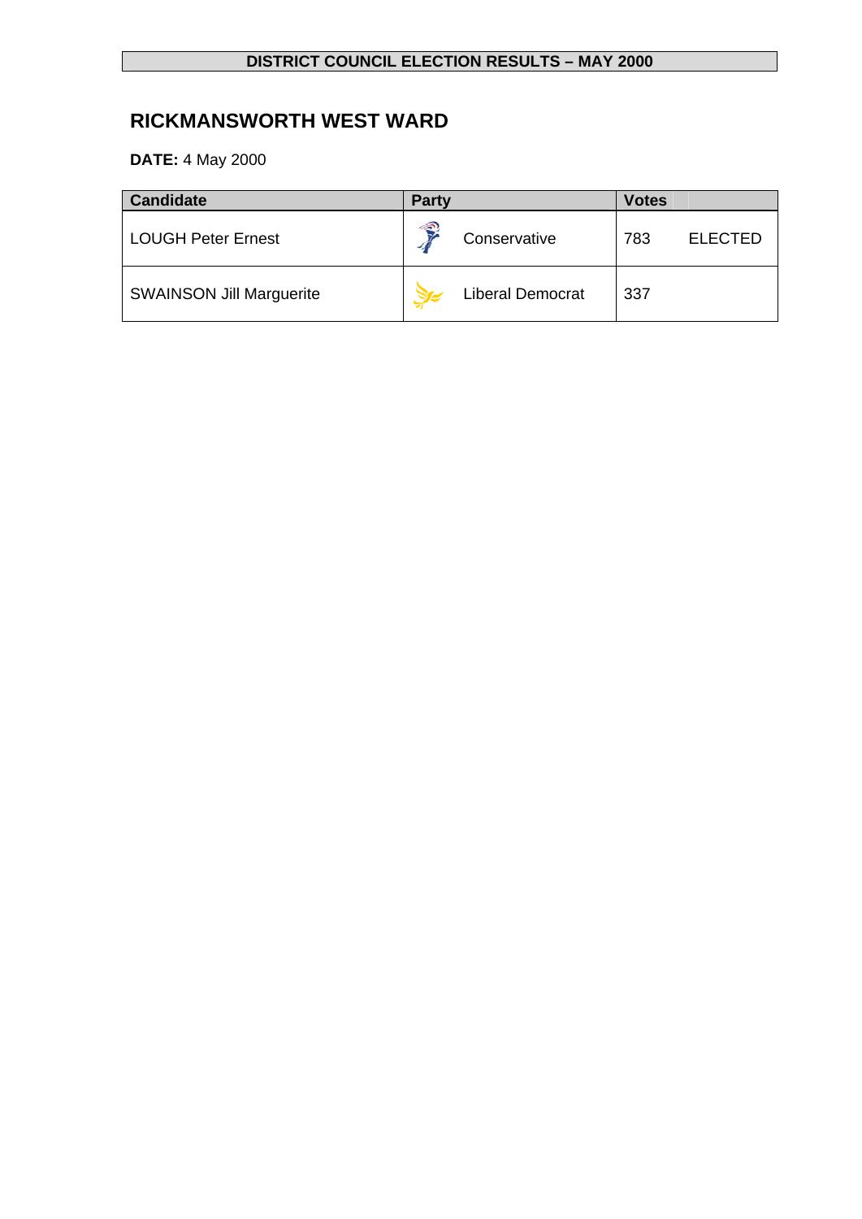**DISTRICT COUNCIL ELECTION RESULTS – MAY 2000**

## RICKMANSWORTH WEST WARD

**DATE:** 4 May 2000

| Candidate | Party | Votes | |
|---|---|---|---|
| LOUGH Peter Ernest | Conservative | 783 | ELECTED |
| SWAINSON Jill Marguerite | Liberal Democrat | 337 | |